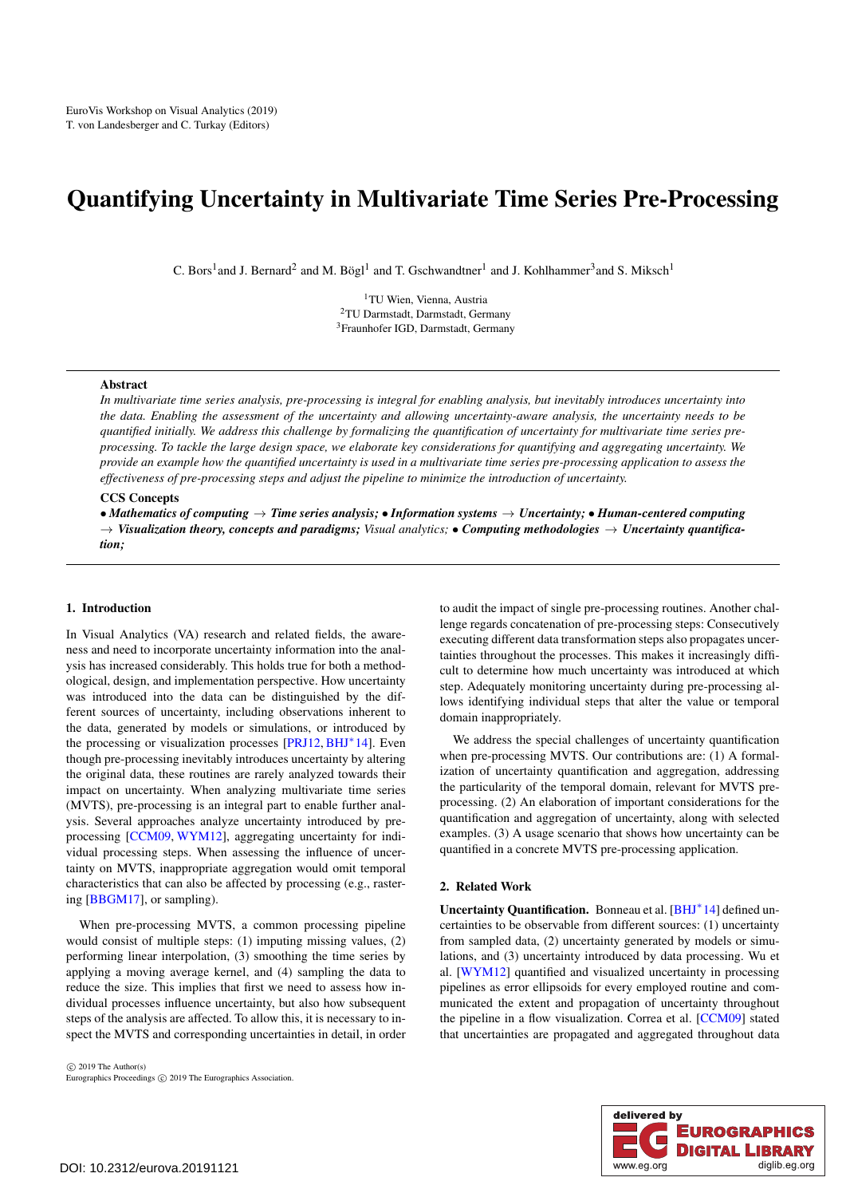# Quantifying Uncertainty in Multivariate Time Series Pre-Processing

C. Bors[1] and J. Bernard[2] and M. Bögl[1] and T. Gschwandtner[1] and J. Kohlhammer[3] and S. Miksch[1]

[1]TU Wien, Vienna, Austria
[2]TU Darmstadt, Darmstadt, Germany
[3]Fraunhofer IGD, Darmstadt, Germany

## Abstract

*In multivariate time series analysis, pre-processing is integral for enabling analysis, but inevitably introduces uncertainty into the data. Enabling the assessment of the uncertainty and allowing uncertainty-aware analysis, the uncertainty needs to be quantified initially. We address this challenge by formalizing the quantification of uncertainty for multivariate time series pre-processing. To tackle the large design space, we elaborate key considerations for quantifying and aggregating uncertainty. We provide an example how the quantified uncertainty is used in a multivariate time series pre-processing application to assess the effectiveness of pre-processing steps and adjust the pipeline to minimize the introduction of uncertainty.*

### CCS Concepts

***• Mathematics of computing** → **Time series analysis; • Information systems** → **Uncertainty; • Human-centered computing** → **Visualization theory, concepts and paradigms;** Visual analytics; **• Computing methodologies** → **Uncertainty quantification;***

## 1. Introduction

In Visual Analytics (VA) research and related fields, the awareness and need to incorporate uncertainty information into the analysis has increased considerably. This holds true for both a methodological, design, and implementation perspective. How uncertainty was introduced into the data can be distinguished by the different sources of uncertainty, including observations inherent to the data, generated by models or simulations, or introduced by the processing or visualization processes [PRJ12, BHJ*14]. Even though pre-processing inevitably introduces uncertainty by altering the original data, these routines are rarely analyzed towards their impact on uncertainty. When analyzing multivariate time series (MVTS), pre-processing is an integral part to enable further analysis. Several approaches analyze uncertainty introduced by pre-processing [CCM09, WYM12], aggregating uncertainty for individual processing steps. When assessing the influence of uncertainty on MVTS, inappropriate aggregation would omit temporal characteristics that can also be affected by processing (e.g., rastering [BBGM17], or sampling).

When pre-processing MVTS, a common processing pipeline would consist of multiple steps: (1) imputing missing values, (2) performing linear interpolation, (3) smoothing the time series by applying a moving average kernel, and (4) sampling the data to reduce the size. This implies that first we need to assess how individual processes influence uncertainty, but also how subsequent steps of the analysis are affected. To allow this, it is necessary to inspect the MVTS and corresponding uncertainties in detail, in order to audit the impact of single pre-processing routines. Another challenge regards concatenation of pre-processing steps: Consecutively executing different data transformation steps also propagates uncertainties throughout the processes. This makes it increasingly difficult to determine how much uncertainty was introduced at which step. Adequately monitoring uncertainty during pre-processing allows identifying individual steps that alter the value or temporal domain inappropriately.

We address the special challenges of uncertainty quantification when pre-processing MVTS. Our contributions are: (1) A formalization of uncertainty quantification and aggregation, addressing the particularity of the temporal domain, relevant for MVTS pre-processing. (2) An elaboration of important considerations for the quantification and aggregation of uncertainty, along with selected examples. (3) A usage scenario that shows how uncertainty can be quantified in a concrete MVTS pre-processing application.

## 2. Related Work

**Uncertainty Quantification.** Bonneau et al. [BHJ*14] defined uncertainties to be observable from different sources: (1) uncertainty from sampled data, (2) uncertainty generated by models or simulations, and (3) uncertainty introduced by data processing. Wu et al. [WYM12] quantified and visualized uncertainty in processing pipelines as error ellipsoids for every employed routine and communicated the extent and propagation of uncertainty throughout the pipeline in a flow visualization. Correa et al. [CCM09] stated that uncertainties are propagated and aggregated throughout data

DOI: 10.2312/eurova.20191121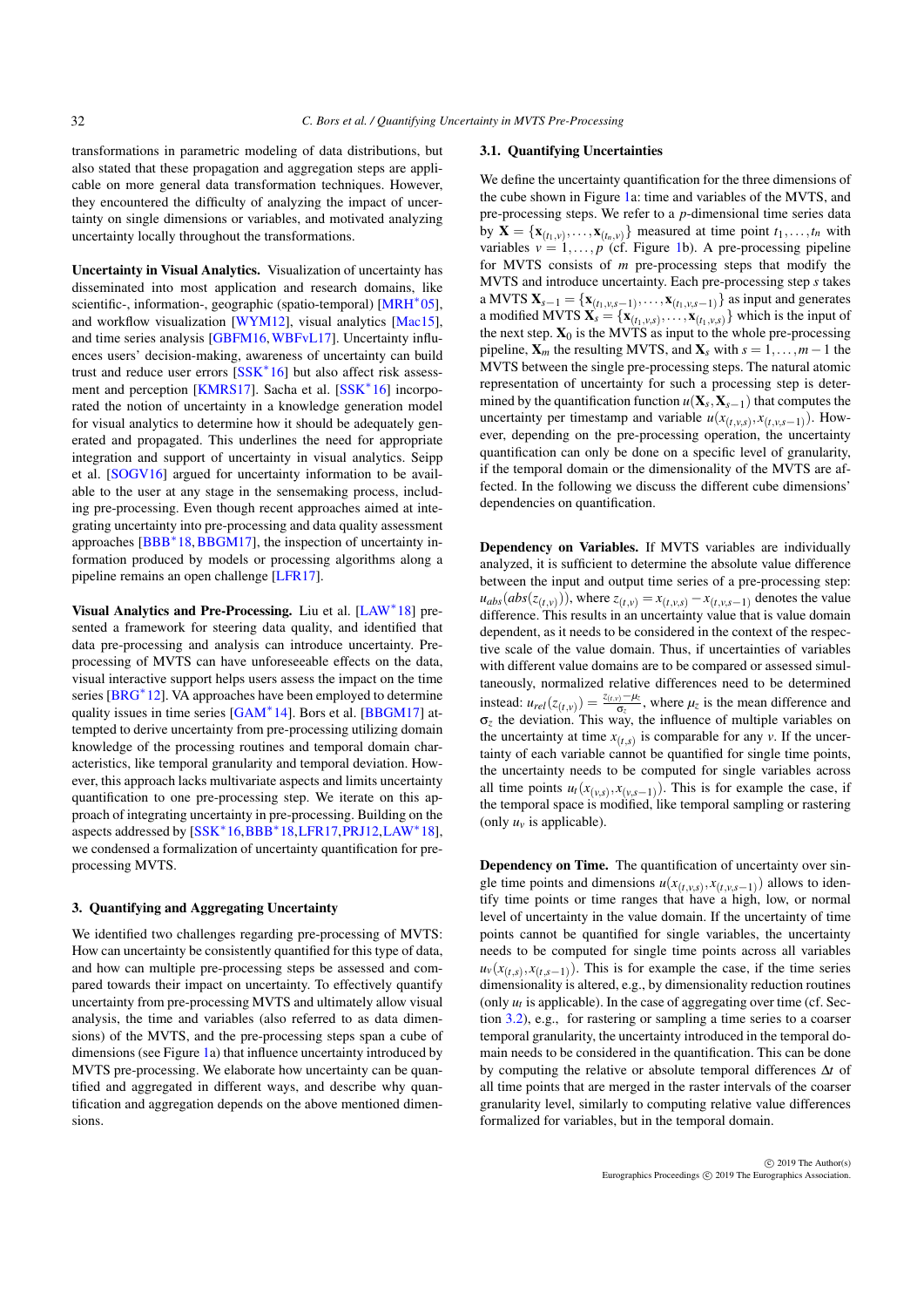transformations in parametric modeling of data distributions, but also stated that these propagation and aggregation steps are applicable on more general data transformation techniques. However, they encountered the difficulty of analyzing the impact of uncertainty on single dimensions or variables, and motivated analyzing uncertainty locally throughout the transformations.

**Uncertainty in Visual Analytics.** Visualization of uncertainty has disseminated into most application and research domains, like scientific-, information-, geographic (spatio-temporal) [MRH*05], and workflow visualization [WYM12], visual analytics [Mac15], and time series analysis [GBFM16, WBFvL17]. Uncertainty influences users' decision-making, awareness of uncertainty can build trust and reduce user errors [SSK*16] but also affect risk assessment and perception [KMRS17]. Sacha et al. [SSK*16] incorporated the notion of uncertainty in a knowledge generation model for visual analytics to determine how it should be adequately generated and propagated. This underlines the need for appropriate integration and support of uncertainty in visual analytics. Seipp et al. [SOGV16] argued for uncertainty information to be available to the user at any stage in the sensemaking process, including pre-processing. Even though recent approaches aimed at integrating uncertainty into pre-processing and data quality assessment approaches [BBB*18, BBGM17], the inspection of uncertainty information produced by models or processing algorithms along a pipeline remains an open challenge [LFR17].

**Visual Analytics and Pre-Processing.** Liu et al. [LAW*18] presented a framework for steering data quality, and identified that data pre-processing and analysis can introduce uncertainty. Pre-processing of MVTS can have unforeseeable effects on the data, visual interactive support helps users assess the impact on the time series [BRG*12]. VA approaches have been employed to determine quality issues in time series [GAM*14]. Bors et al. [BBGM17] attempted to derive uncertainty from pre-processing utilizing domain knowledge of the processing routines and temporal domain characteristics, like temporal granularity and temporal deviation. However, this approach lacks multivariate aspects and limits uncertainty quantification to one pre-processing step. We iterate on this approach of integrating uncertainty in pre-processing. Building on the aspects addressed by [SSK*16, BBB*18, LFR17, PRJ12, LAW*18], we condensed a formalization of uncertainty quantification for pre-processing MVTS.

## 3. Quantifying and Aggregating Uncertainty

We identified two challenges regarding pre-processing of MVTS: How can uncertainty be consistently quantified for this type of data, and how can multiple pre-processing steps be assessed and compared towards their impact on uncertainty. To effectively quantify uncertainty from pre-processing MVTS and ultimately allow visual analysis, the time and variables (also referred to as data dimensions) of the MVTS, and the pre-processing steps span a cube of dimensions (see Figure 1a) that influence uncertainty introduced by MVTS pre-processing. We elaborate how uncertainty can be quantified and aggregated in different ways, and describe why quantification and aggregation depends on the above mentioned dimensions.

### 3.1. Quantifying Uncertainties

We define the uncertainty quantification for the three dimensions of the cube shown in Figure 1a: time and variables of the MVTS, and pre-processing steps. We refer to a $p$-dimensional time series data by $\mathbf{X} = \{\mathbf{x}_{(t_1,v)}, \dots, \mathbf{x}_{(t_n,v)}\}$ measured at time point $t_1, \dots, t_n$ with variables $v = 1, \dots, p$ (cf. Figure 1b). A pre-processing pipeline for MVTS consists of $m$ pre-processing steps that modify the MVTS and introduce uncertainty. Each pre-processing step $s$ takes a MVTS $\mathbf{X}_{s-1} = \{\mathbf{x}_{(t_1,v,s-1)}, \dots, \mathbf{x}_{(t_1,v,s-1)}\}$ as input and generates a modified MVTS $\mathbf{X}_s = \{\mathbf{x}_{(t_1,v,s)}, \dots, \mathbf{x}_{(t_1,v,s)}\}$ which is the input of the next step. $\mathbf{X}_0$ is the MVTS as input to the whole pre-processing pipeline, $\mathbf{X}_m$ the resulting MVTS, and $\mathbf{X}_s$ with $s = 1, \dots, m-1$ the MVTS between the single pre-processing steps. The natural atomic representation of uncertainty for such a processing step is determined by the quantification function $u(\mathbf{X}_s, \mathbf{X}_{s-1})$ that computes the uncertainty per timestamp and variable $u(x_{(t,v,s)}, x_{(t,v,s-1)})$. However, depending on the pre-processing operation, the uncertainty quantification can only be done on a specific level of granularity, if the temporal domain or the dimensionality of the MVTS are affected. In the following we discuss the different cube dimensions' dependencies on quantification.

**Dependency on Variables.** If MVTS variables are individually analyzed, it is sufficient to determine the absolute value difference between the input and output time series of a pre-processing step: $u_{abs}(abs(z_{(t,v)}))$, where $z_{(t,v)} = x_{(t,v,s)} - x_{(t,v,s-1)}$ denotes the value difference. This results in an uncertainty value that is value domain dependent, as it needs to be considered in the context of the respective scale of the value domain. Thus, if uncertainties of variables with different value domains are to be compared or assessed simultaneously, normalized relative differences need to be determined instead: $u_{rel}(z_{(t,v)}) = \frac{z_{(t,v)} - \mu_z}{\sigma_z}$, where $\mu_z$ is the mean difference and $\sigma_z$ the deviation. This way, the influence of multiple variables on the uncertainty at time $x_{(t,s)}$ is comparable for any $v$. If the uncertainty of each variable cannot be quantified for single time points, the uncertainty needs to be computed for single variables across all time points $u_t(x_{(v,s)}, x_{(v,s-1)})$. This is for example the case, if the temporal space is modified, like temporal sampling or rastering (only $u_v$ is applicable).

**Dependency on Time.** The quantification of uncertainty over single time points and dimensions $u(x_{(t,v,s)}, x_{(t,v,s-1)})$ allows to identify time points or time ranges that have a high, low, or normal level of uncertainty in the value domain. If the uncertainty of time points cannot be quantified for single variables, the uncertainty needs to be computed for single time points across all variables $u_v(x_{(t,s)}, x_{(t,s-1)})$. This is for example the case, if the time series dimensionality is altered, e.g., by dimensionality reduction routines (only $u_t$ is applicable). In the case of aggregating over time (cf. Section 3.2), e.g., for rastering or sampling a time series to a coarser temporal granularity, the uncertainty introduced in the temporal domain needs to be considered in the quantification. This can be done by computing the relative or absolute temporal differences $\Delta t$ of all time points that are merged in the raster intervals of the coarser granularity level, similarly to computing relative value differences formalized for variables, but in the temporal domain.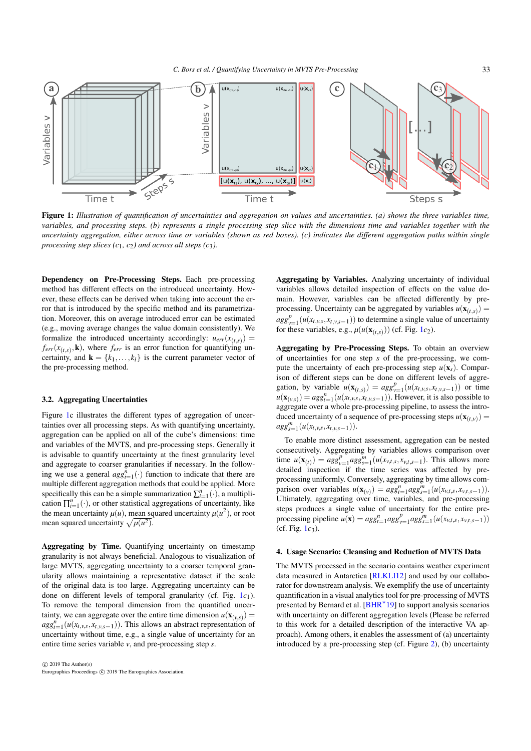**Figure 1:** *Illustration of quantification of uncertainties and aggregation on values and uncertainties. (a) shows the three variables time, variables, and processing steps. (b) represents a single processing step slice with the dimensions time and variables together with the uncertainty aggregation, either across time or variables (shown as red boxes). (c) indicates the different aggregation paths within single processing step slices ($c_1$, $c_2$) and across all steps ($c_3$).*

**Dependency on Pre-Processing Steps.** Each pre-processing method has different effects on the introduced uncertainty. However, these effects can be derived when taking into account the error that is introduced by the specific method and its parametrization. Moreover, this on average introduced error can be estimated (e.g., moving average changes the value domain consistently). We formalize the introduced uncertainty accordingly: $u_{err}(x_{(t,s)}) = f_{err}(x_{(t,s)}, \mathbf{k})$, where $f_{err}$ is an error function for quantifying uncertainty, and $\mathbf{k} = \{k_1, \ldots, k_l\}$ is the current parameter vector of the pre-processing method.

### 3.2. Aggregating Uncertainties

Figure 1c illustrates the different types of aggregation of uncertainties over all processing steps. As with quantifying uncertainty, aggregation can be applied on all of the cube's dimensions: time and variables of the MVTS, and pre-processing steps. Generally it is advisable to quantify uncertainty at the finest granularity level and aggregate to coarser granularities if necessary. In the following we use a general $agg_{i=1}^{n}(\cdot)$ function to indicate that there are multiple different aggregation methods that could be applied. More specifically this can be a simple summarization $\sum_{i=1}^{n}(\cdot)$, a multiplication $\prod_{i=1}^{n}(\cdot)$, or other statistical aggregations of uncertainty, like the mean uncertainty $\mu(u)$, mean squared uncertainty $\mu(u^2)$, or root mean squared uncertainty $\sqrt{\mu(u^2)}$.

**Aggregating by Time.** Quantifying uncertainty on timestamp granularity is not always beneficial. Analogous to visualization of large MVTS, aggregating uncertainty to a coarser temporal granularity allows maintaining a representative dataset if the scale of the original data is too large. Aggregating uncertainty can be done on different levels of temporal granularity (cf. Fig. 1$c_1$). To remove the temporal dimension from the quantified uncertainty, we can aggregate over the entire time dimension $u(\mathbf{x}_{(v,s)}) = agg_{t=1}^{n}(u(x_{t,v,s}, x_{t,v,s-1}))$. This allows an abstract representation of uncertainty without time, e.g., a single value of uncertainty for an entire time series variable $v$, and pre-processing step $s$.

**Aggregating by Variables.** Analyzing uncertainty of individual variables allows detailed inspection of effects on the value domain. However, variables can be affected differently by pre-processing. Uncertainty can be aggregated by variables $u(\mathbf{x}_{(t,s)}) = agg_{v=1}^{p}(u(x_{t,v,s}, x_{t,v,s-1}))$ to determine a single value of uncertainty for these variables, e.g., $\mu(u(\mathbf{x}_{(t,s)}))$ (cf. Fig. 1$c_2$).

**Aggregating by Pre-Processing Steps.** To obtain an overview of uncertainties for one step $s$ of the pre-processing, we compute the uncertainty of each pre-processing step $u(\mathbf{x}_s)$. Comparison of different steps can be done on different levels of aggregation, by variable $u(\mathbf{x}_{(t,s)}) = agg_{v=1}^{p}(u(x_{t,v,s}, x_{t,v,s-1}))$ or time $u(\mathbf{x}_{(v,s)}) = agg_{t=1}^{n}(u(x_{t,v,s}, x_{t,v,s-1}))$. However, it is also possible to aggregate over a whole pre-processing pipeline, to assess the introduced uncertainty of a sequence of pre-processing steps $u(\mathbf{x}_{(t,v)}) = agg_{s=1}^{m}(u(x_{t,v,s}, x_{t,v,s-1}))$.

To enable more distinct assessment, aggregation can be nested consecutively. Aggregating by variables allows comparison over time $u(\mathbf{x}_{(t)}) = agg_{v=1}^{p} agg_{s=1}^{m}(u(x_{v,t,s}, x_{v,t,s-1}))$. This allows more detailed inspection if the time series was affected by pre-processing uniformly. Conversely, aggregating by time allows comparison over variables $u(\mathbf{x}_{(v)}) = agg_{t=1}^{n} agg_{s=1}^{m}(u(x_{v,t,s}, x_{v,t,s-1}))$. Ultimately, aggregating over time, variables, and pre-processing steps produces a single value of uncertainty for the entire pre-processing pipeline $u(\mathbf{x}) = agg_{t=1}^{n} agg_{v=1}^{p} agg_{s=1}^{m}(u(x_{v,t,s}, x_{v,t,s-1}))$ (cf. Fig. 1$c_3$).

## 4. Usage Scenario: Cleansing and Reduction of MVTS Data

The MVTS processed in the scenario contains weather experiment data measured in Antarctica [RLKLI12] and used by our collaborator for downstream analysis. We exemplify the use of uncertainty quantification in a visual analytics tool for pre-processing of MVTS presented by Bernard et al. [BHR*19] to support analysis scenarios with uncertainty on different aggregation levels (Please be referred to this work for a detailed description of the interactive VA approach). Among others, it enables the assessment of (a) uncertainty introduced by a pre-processing step (cf. Figure 2), (b) uncertainty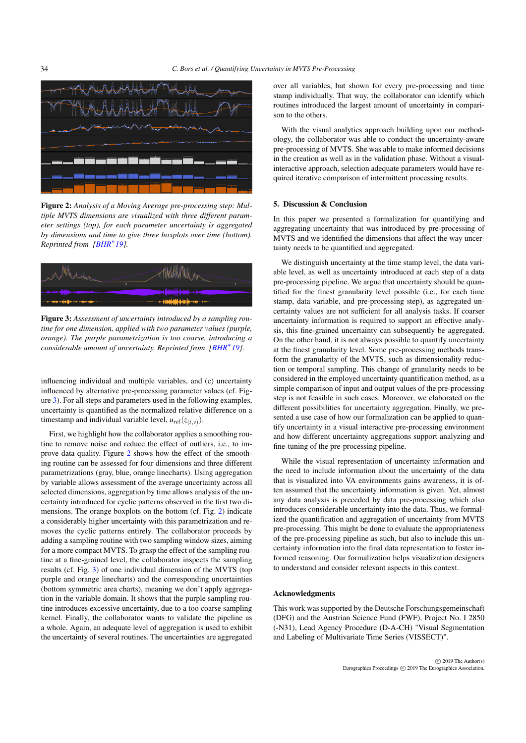**Figure 2:** *Analysis of a Moving Average pre-processing step: Multiple MVTS dimensions are visualized with three different parameter settings (top), for each parameter uncertainty is aggregated by dimensions and time to give three boxplots over time (bottom). Reprinted from [BHR*19].*

**Figure 3:** *Assessment of uncertainty introduced by a sampling routine for one dimension, applied with two parameter values (purple, orange). The purple parametrization is too coarse, introducing a considerable amount of uncertainty. Reprinted from [BHR*19].*

influencing individual and multiple variables, and (c) uncertainty influenced by alternative pre-processing parameter values (cf. Figure 3). For all steps and parameters used in the following examples, uncertainty is quantified as the normalized relative difference on a timestamp and individual variable level, $u_{rel}(z_{(t,v)})$.

First, we highlight how the collaborator applies a smoothing routine to remove noise and reduce the effect of outliers, i.e., to improve data quality. Figure 2 shows how the effect of the smoothing routine can be assessed for four dimensions and three different parametrizations (gray, blue, orange linecharts). Using aggregation by variable allows assessment of the average uncertainty across all selected dimensions, aggregation by time allows analysis of the uncertainty introduced for cyclic patterns observed in the first two dimensions. The orange boxplots on the bottom (cf. Fig. 2) indicate a considerably higher uncertainty with this parametrization and removes the cyclic patterns entirely. The collaborator proceeds by adding a sampling routine with two sampling window sizes, aiming for a more compact MVTS. To grasp the effect of the sampling routine at a fine-grained level, the collaborator inspects the sampling results (cf. Fig. 3) of one individual dimension of the MVTS (top purple and orange linecharts) and the corresponding uncertainties (bottom symmetric area charts), meaning we don't apply aggregation in the variable domain. It shows that the purple sampling routine introduces excessive uncertainty, due to a too coarse sampling kernel. Finally, the collaborator wants to validate the pipeline as a whole. Again, an adequate level of aggregation is used to exhibit the uncertainty of several routines. The uncertainties are aggregated over all variables, but shown for every pre-processing and time stamp individually. That way, the collaborator can identify which routines introduced the largest amount of uncertainty in comparison to the others.

With the visual analytics approach building upon our methodology, the collaborator was able to conduct the uncertainty-aware pre-processing of MVTS. She was able to make informed decisions in the creation as well as in the validation phase. Without a visual-interactive approach, selection adequate parameters would have required iterative comparison of intermittent processing results.

## 5. Discussion & Conclusion

In this paper we presented a formalization for quantifying and aggregating uncertainty that was introduced by pre-processing of MVTS and we identified the dimensions that affect the way uncertainty needs to be quantified and aggregated.

We distinguish uncertainty at the time stamp level, the data variable level, as well as uncertainty introduced at each step of a data pre-processing pipeline. We argue that uncertainty should be quantified for the finest granularity level possible (i.e., for each time stamp, data variable, and pre-processing step), as aggregated uncertainty values are not sufficient for all analysis tasks. If coarser uncertainty information is required to support an effective analysis, this fine-grained uncertainty can subsequently be aggregated. On the other hand, it is not always possible to quantify uncertainty at the finest granularity level. Some pre-processing methods transform the granularity of the MVTS, such as dimensionality reduction or temporal sampling. This change of granularity needs to be considered in the employed uncertainty quantification method, as a simple comparison of input and output values of the pre-processing step is not feasible in such cases. Moreover, we elaborated on the different possibilities for uncertainty aggregation. Finally, we presented a use case of how our formalization can be applied to quantify uncertainty in a visual interactive pre-processing environment and how different uncertainty aggregations support analyzing and fine-tuning of the pre-processing pipeline.

While the visual representation of uncertainty information and the need to include information about the uncertainty of the data that is visualized into VA environments gains awareness, it is often assumed that the uncertainty information is given. Yet, almost any data analysis is preceded by data pre-processing which also introduces considerable uncertainty into the data. Thus, we formalized the quantification and aggregation of uncertainty from MVTS pre-processing. This might be done to evaluate the appropriateness of the pre-processing pipeline as such, but also to include this uncertainty information into the final data representation to foster informed reasoning. Our formalization helps visualization designers to understand and consider relevant aspects in this context.

## Acknowledgments

This work was supported by the Deutsche Forschungsgemeinschaft (DFG) and the Austrian Science Fund (FWF), Project No. I 2850 (-N31), Lead Agency Procedure (D-A-CH) "Visual Segmentation and Labeling of Multivariate Time Series (VISSECT)".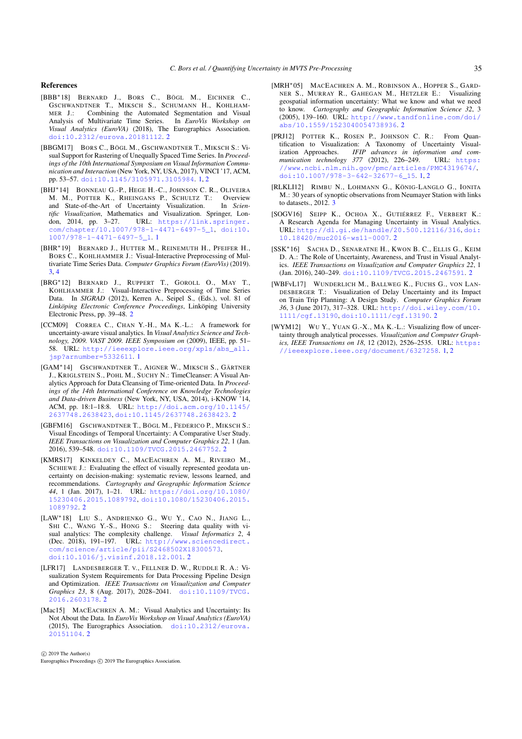## References

[BBB*18] BERNARD J., BORS C., BÖGL M., EICHNER C., GSCHWANDTNER T., MIKSCH S., SCHUMANN H., KOHLHAMMER J.: Combining the Automated Segmentation and Visual Analysis of Multivariate Time Series. In *EuroVis Workshop on Visual Analytics (EuroVA)* (2018), The Eurographics Association. doi:10.2312/eurova.20181112. 2

[BBGM17] BORS C., BÖGL M., GSCHWANDTNER T., MIKSCH S.: Visual Support for Rastering of Unequally Spaced Time Series. In *Proceedings of the 10th International Symposium on Visual Information Communication and Interaction* (New York, NY, USA, 2017), VINCI '17, ACM, pp. 53–57. doi:10.1145/3105971.3105984. 1, 2

[BHJ*14] BONNEAU G.-P., HEGE H.-C., JOHNSON C. R., OLIVEIRA M. M., POTTER K., RHEINGANS P., SCHULTZ T.: Overview and State-of-the-Art of Uncertainty Visualization. In *Scientific Visualization*, Mathematics and Visualization. Springer, London, 2014, pp. 3–27. URL: https://link.springer.com/chapter/10.1007/978-1-4471-6497-5_1, doi:10.1007/978-1-4471-6497-5_1. 1

[BHR*19] BERNARD J., HUTTER M., REINEMUTH H., PFEIFER H., BORS C., KOHLHAMMER J.: Visual-Interactive Preprocessing of Multivariate Time Series Data. *Computer Graphics Forum (EuroVis)* (2019). 3, 4

[BRG*12] BERNARD J., RUPPERT T., GOROLL O., MAY T., KOHLHAMMER J.: Visual-Interactive Preprocessing of Time Series Data. In *SIGRAD* (2012), Kerren A., Seipel S., (Eds.), vol. 81 of *Linköping Electronic Conference Proceedings*, Linköping University Electronic Press, pp. 39–48. 2

[CCM09] CORREA C., CHAN Y.-H., MA K.-L.: A framework for uncertainty-aware visual analytics. In *Visual Analytics Science and Technology, 2009. VAST 2009. IEEE Symposium on* (2009), IEEE, pp. 51–58. URL: http://ieeexplore.ieee.org/xpls/abs_all.jsp?arnumber=5332611. 1

[GAM*14] GSCHWANDTNER T., AIGNER W., MIKSCH S., GÄRTNER J., KRIGLSTEIN S., POHL M., SUCHY N.: TimeCleanser: A Visual Analytics Approach for Data Cleansing of Time-oriented Data. In *Proceedings of the 14th International Conference on Knowledge Technologies and Data-driven Business* (New York, NY, USA, 2014), i-KNOW '14, ACM, pp. 18:1–18:8. URL: http://doi.acm.org/10.1145/2637748.2638423, doi:10.1145/2637748.2638423. 2

[GBFM16] GSCHWANDTNER T., BÖGL M., FEDERICO P., MIKSCH S.: Visual Encodings of Temporal Uncertainty: A Comparative User Study. *IEEE Transactions on Visualization and Computer Graphics 22*, 1 (Jan. 2016), 539–548. doi:10.1109/TVCG.2015.2467752. 2

[KMRS17] KINKELDEY C., MACEACHREN A. M., RIVEIRO M., SCHIEWE J.: Evaluating the effect of visually represented geodata uncertainty on decision-making: systematic review, lessons learned, and recommendations. *Cartography and Geographic Information Science 44*, 1 (Jan. 2017), 1–21. URL: https://doi.org/10.1080/15230406.2015.1089792, doi:10.1080/15230406.2015.1089792. 2

[LAW*18] LIU S., ANDRIENKO G., WU Y., CAO N., JIANG L., SHI C., WANG Y.-S., HONG S.: Steering data quality with visual analytics: The complexity challenge. *Visual Informatics 2*, 4 (Dec. 2018), 191–197. URL: http://www.sciencedirect.com/science/article/pii/S2468502X18300573, doi:10.1016/j.visinf.2018.12.001. 2

[LFR17] LANDESBERGER T. V., FELLNER D. W., RUDDLE R. A.: Visualization System Requirements for Data Processing Pipeline Design and Optimization. *IEEE Transactions on Visualization and Computer Graphics 23*, 8 (Aug. 2017), 2028–2041. doi:10.1109/TVCG.2016.2603178. 2

[Mac15] MACEACHREN A. M.: Visual Analytics and Uncertainty: Its Not About the Data. In *EuroVis Workshop on Visual Analytics (EuroVA)* (2015), The Eurographics Association. doi:10.2312/eurova.20151104. 2

[MRH*05] MACEACHREN A. M., ROBINSON A., HOPPER S., GARDNER S., MURRAY R., GAHEGAN M., HETZLER E.: Visualizing geospatial information uncertainty: What we know and what we need to know. *Cartography and Geographic Information Science 32*, 3 (2005), 139–160. URL: http://www.tandfonline.com/doi/abs/10.1559/1523040054738936. 2

[PRJ12] POTTER K., ROSEN P., JOHNSON C. R.: From Quantification to Visualization: A Taxonomy of Uncertainty Visualization Approaches. *IFIP advances in information and communication technology 377* (2012), 226–249. URL: https://www.ncbi.nlm.nih.gov/pmc/articles/PMC4319674/, doi:10.1007/978-3-642-32677-6_15. 1, 2

[RLKLI12] RIMBU N., LOHMANN G., KÖNIG-LANGLO G., IONITA M.: 30 years of synoptic observations from Neumayer Station with links to datasets., 2012. 3

[SOGV16] SEIPP K., OCHOA X., GUTIÉRREZ F., VERBERT K.: A Research Agenda for Managing Uncertainty in Visual Analytics. URL: http://dl.gi.de/handle/20.500.12116/316, doi:10.18420/muc2016-ws11-0007. 2

[SSK*16] SACHA D., SENARATNE H., KWON B. C., ELLIS G., KEIM D. A.: The Role of Uncertainty, Awareness, and Trust in Visual Analytics. *IEEE Transactions on Visualization and Computer Graphics 22*, 1 (Jan. 2016), 240–249. doi:10.1109/TVCG.2015.2467591. 2

[WBFvL17] WUNDERLICH M., BALLWEG K., FUCHS G., VON LANDESBERGER T.: Visualization of Delay Uncertainty and its Impact on Train Trip Planning: A Design Study. *Computer Graphics Forum 36*, 3 (June 2017), 317–328. URL: http://doi.wiley.com/10.1111/cgf.13190, doi:10.1111/cgf.13190. 2

[WYM12] WU Y., YUAN G.-X., MA K.-L.: Visualizing flow of uncertainty through analytical processes. *Visualization and Computer Graphics, IEEE Transactions on 18*, 12 (2012), 2526–2535. URL: https://ieeexplore.ieee.org/document/6327258. 1, 2